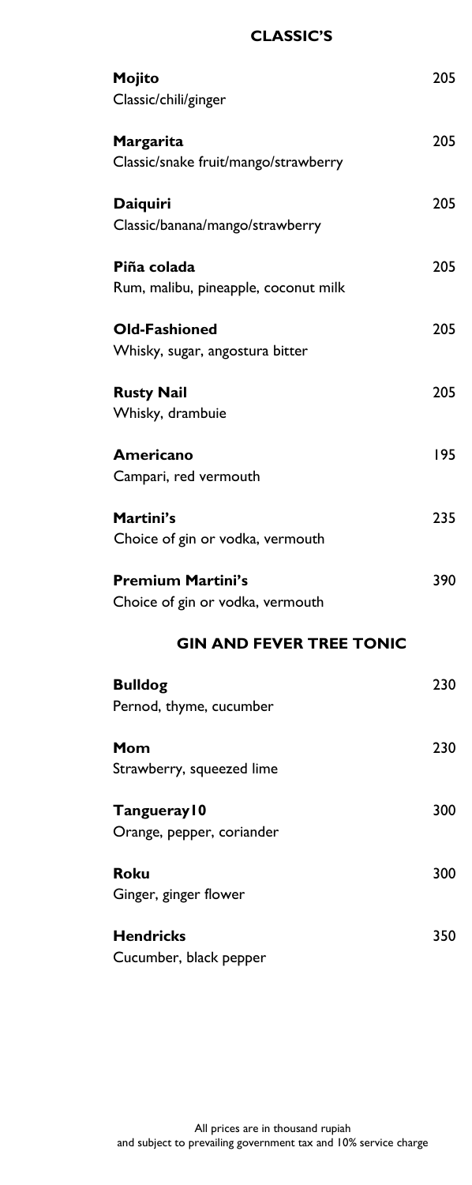## CLASSIC'S

**Mojito** 205
Classic/chili/ginger

**Margarita** 205
Classic/snake fruit/mango/strawberry

**Daiquiri** 205
Classic/banana/mango/strawberry

**Piña colada** 205
Rum, malibu, pineapple, coconut milk

**Old-Fashioned** 205
Whisky, sugar, angostura bitter

**Rusty Nail** 205
Whisky, drambuie

**Americano** 195
Campari, red vermouth

**Martini's** 235
Choice of gin or vodka, vermouth

**Premium Martini's** 390
Choice of gin or vodka, vermouth

## GIN AND FEVER TREE TONIC

**Bulldog** 230
Pernod, thyme, cucumber

**Mom** 230
Strawberry, squeezed lime

**Tanqueray10** 300
Orange, pepper, coriander

**Roku** 300
Ginger, ginger flower

**Hendricks** 350
Cucumber, black pepper

All prices are in thousand rupiah
and subject to prevailing government tax and 10% service charge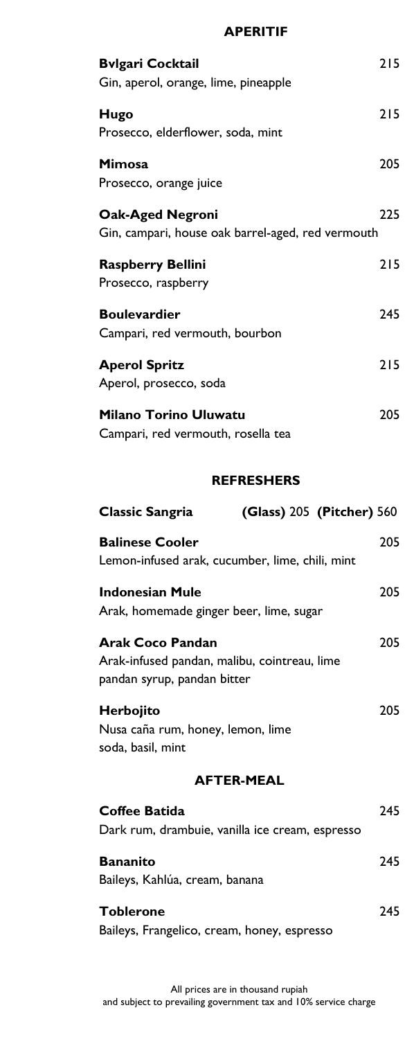## APERITIF

**Bvlgari Cocktail** 215
Gin, aperol, orange, lime, pineapple

**Hugo** 215
Prosecco, elderflower, soda, mint

**Mimosa** 205
Prosecco, orange juice

**Oak-Aged Negroni** 225
Gin, campari, house oak barrel-aged, red vermouth

**Raspberry Bellini** 215
Prosecco, raspberry

**Boulevardier** 245
Campari, red vermouth, bourbon

**Aperol Spritz** 215
Aperol, prosecco, soda

**Milano Torino Uluwatu** 205
Campari, red vermouth, rosella tea

## REFRESHERS

**Classic Sangria** **(Glass)** 205 **(Pitcher)** 560

**Balinese Cooler** 205
Lemon-infused arak, cucumber, lime, chili, mint

**Indonesian Mule** 205
Arak, homemade ginger beer, lime, sugar

**Arak Coco Pandan** 205
Arak-infused pandan, malibu, cointreau, lime
pandan syrup, pandan bitter

**Herbojito** 205
Nusa caña rum, honey, lemon, lime
soda, basil, mint

## AFTER-MEAL

**Coffee Batida** 245
Dark rum, drambuie, vanilla ice cream, espresso

**Bananito** 245
Baileys, Kahlúa, cream, banana

**Toblerone** 245
Baileys, Frangelico, cream, honey, espresso

All prices are in thousand rupiah
and subject to prevailing government tax and 10% service charge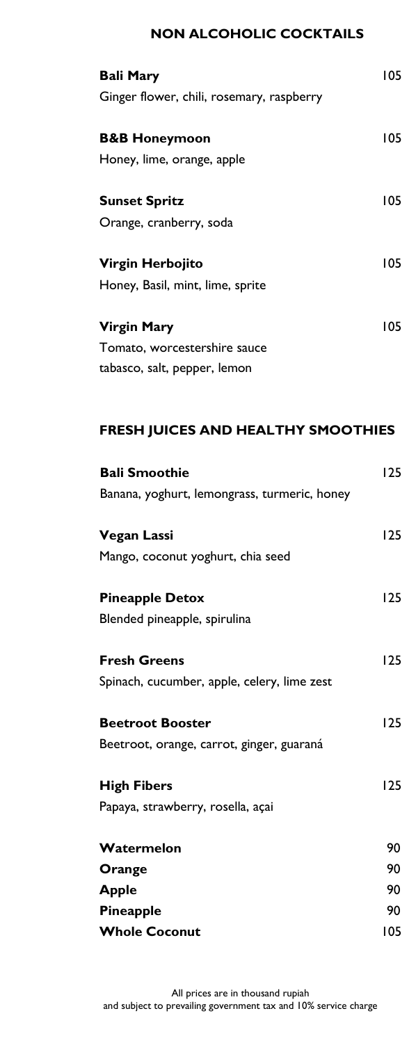## NON ALCOHOLIC COCKTAILS

**Bali Mary** 105
Ginger flower, chili, rosemary, raspberry

**B&B Honeymoon** 105
Honey, lime, orange, apple

**Sunset Spritz** 105
Orange, cranberry, soda

**Virgin Herbojito** 105
Honey, Basil, mint, lime, sprite

**Virgin Mary** 105
Tomato, worcestershire sauce
tabasco, salt, pepper, lemon

## FRESH JUICES AND HEALTHY SMOOTHIES

**Bali Smoothie** 125
Banana, yoghurt, lemongrass, turmeric, honey

**Vegan Lassi** 125
Mango, coconut yoghurt, chia seed

**Pineapple Detox** 125
Blended pineapple, spirulina

**Fresh Greens** 125
Spinach, cucumber, apple, celery, lime zest

**Beetroot Booster** 125
Beetroot, orange, carrot, ginger, guaraná

**High Fibers** 125
Papaya, strawberry, rosella, açai

**Watermelon** 90
**Orange** 90
**Apple** 90
**Pineapple** 90
**Whole Coconut** 105

All prices are in thousand rupiah
and subject to prevailing government tax and 10% service charge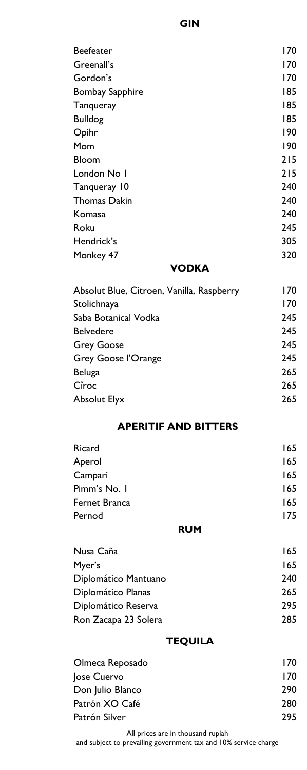## GIN

| | |
|---|---|
| Beefeater | 170 |
| Greenall's | 170 |
| Gordon's | 170 |
| Bombay Sapphire | 185 |
| Tanqueray | 185 |
| Bulldog | 185 |
| Opihr | 190 |
| Mom | 190 |
| Bloom | 215 |
| London No 1 | 215 |
| Tanqueray 10 | 240 |
| Thomas Dakin | 240 |
| Komasa | 240 |
| Roku | 245 |
| Hendrick's | 305 |
| Monkey 47 | 320 |

## VODKA

| | |
|---|---|
| Absolut Blue, Citroen, Vanilla, Raspberry | 170 |
| Stolichnaya | 170 |
| Saba Botanical Vodka | 245 |
| Belvedere | 245 |
| Grey Goose | 245 |
| Grey Goose l'Orange | 245 |
| Beluga | 265 |
| Cîroc | 265 |
| Absolut Elyx | 265 |

## APERITIF AND BITTERS

| | |
|---|---|
| Ricard | 165 |
| Aperol | 165 |
| Campari | 165 |
| Pimm's No. 1 | 165 |
| Fernet Branca | 165 |
| Pernod | 175 |

## RUM

| | |
|---|---|
| Nusa Caña | 165 |
| Myer's | 165 |
| Diplomático Mantuano | 240 |
| Diplomático Planas | 265 |
| Diplomático Reserva | 295 |
| Ron Zacapa 23 Solera | 285 |

## TEQUILA

| | |
|---|---|
| Olmeca Reposado | 170 |
| Jose Cuervo | 170 |
| Don Julio Blanco | 290 |
| Patrón XO Café | 280 |
| Patrón Silver | 295 |

All prices are in thousand rupiah
and subject to prevailing government tax and 10% service charge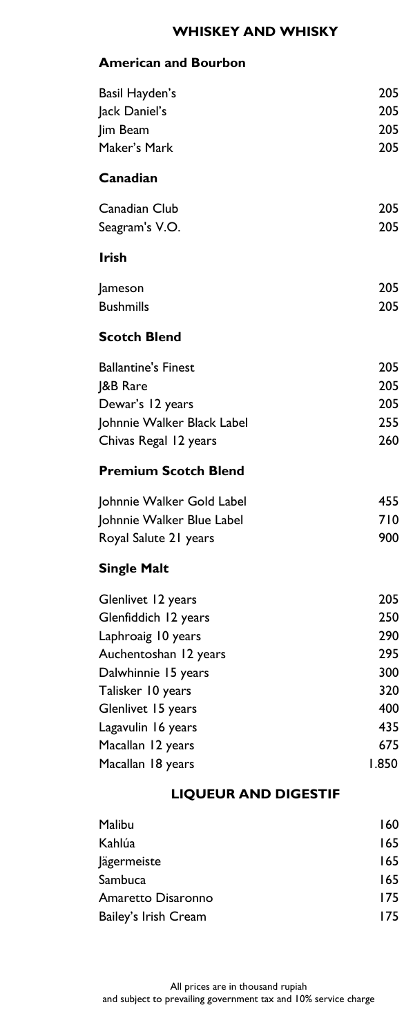## WHISKEY AND WHISKY

### American and Bourbon

| | |
|---|---|
| Basil Hayden's | 205 |
| Jack Daniel's | 205 |
| Jim Beam | 205 |
| Maker's Mark | 205 |

### Canadian

| | |
|---|---|
| Canadian Club | 205 |
| Seagram's V.O. | 205 |

### Irish

| | |
|---|---|
| Jameson | 205 |
| Bushmills | 205 |

### Scotch Blend

| | |
|---|---|
| Ballantine's Finest | 205 |
| J&B Rare | 205 |
| Dewar's 12 years | 205 |
| Johnnie Walker Black Label | 255 |
| Chivas Regal 12 years | 260 |

### Premium Scotch Blend

| | |
|---|---|
| Johnnie Walker Gold Label | 455 |
| Johnnie Walker Blue Label | 710 |
| Royal Salute 21 years | 900 |

### Single Malt

| | |
|---|---|
| Glenlivet 12 years | 205 |
| Glenfiddich 12 years | 250 |
| Laphroaig 10 years | 290 |
| Auchentoshan 12 years | 295 |
| Dalwhinnie 15 years | 300 |
| Talisker 10 years | 320 |
| Glenlivet 15 years | 400 |
| Lagavulin 16 years | 435 |
| Macallan 12 years | 675 |
| Macallan 18 years | 1.850 |

## LIQUEUR AND DIGESTIF

| | |
|---|---|
| Malibu | 160 |
| Kahlúa | 165 |
| Jägermeiste | 165 |
| Sambuca | 165 |
| Amaretto Disaronno | 175 |
| Bailey's Irish Cream | 175 |

All prices are in thousand rupiah
and subject to prevailing government tax and 10% service charge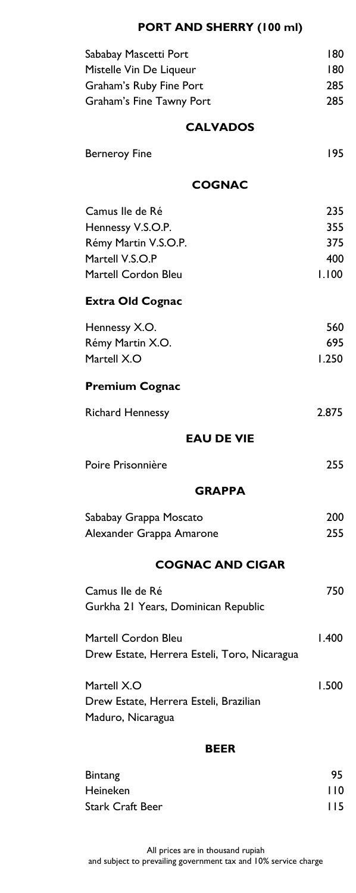## PORT AND SHERRY (100 ml)

| | |
|---|---|
| Sababay Mascetti Port | 180 |
| Mistelle Vin De Liqueur | 180 |
| Graham's Ruby Fine Port | 285 |
| Graham's Fine Tawny Port | 285 |

## CALVADOS

| | |
|---|---|
| Berneroy Fine | 195 |

## COGNAC

| | |
|---|---|
| Camus Ile de Ré | 235 |
| Hennessy V.S.O.P. | 355 |
| Rémy Martin V.S.O.P. | 375 |
| Martell V.S.O.P | 400 |
| Martell Cordon Bleu | 1.100 |

### Extra Old Cognac

| | |
|---|---|
| Hennessy X.O. | 560 |
| Rémy Martin X.O. | 695 |
| Martell X.O | 1.250 |

### Premium Cognac

| | |
|---|---|
| Richard Hennessy | 2.875 |

## EAU DE VIE

| | |
|---|---|
| Poire Prisonnière | 255 |

## GRAPPA

| | |
|---|---|
| Sababay Grappa Moscato | 200 |
| Alexander Grappa Amarone | 255 |

## COGNAC AND CIGAR

| | |
|---|---|
| Camus Ile de Ré<br>Gurkha 21 Years, Dominican Republic | 750 |
| Martell Cordon Bleu<br>Drew Estate, Herrera Esteli, Toro, Nicaragua | 1.400 |
| Martell X.O<br>Drew Estate, Herrera Esteli, Brazilian Maduro, Nicaragua | 1.500 |

## BEER

| | |
|---|---|
| Bintang | 95 |
| Heineken | 110 |
| Stark Craft Beer | 115 |

All prices are in thousand rupiah
and subject to prevailing government tax and 10% service charge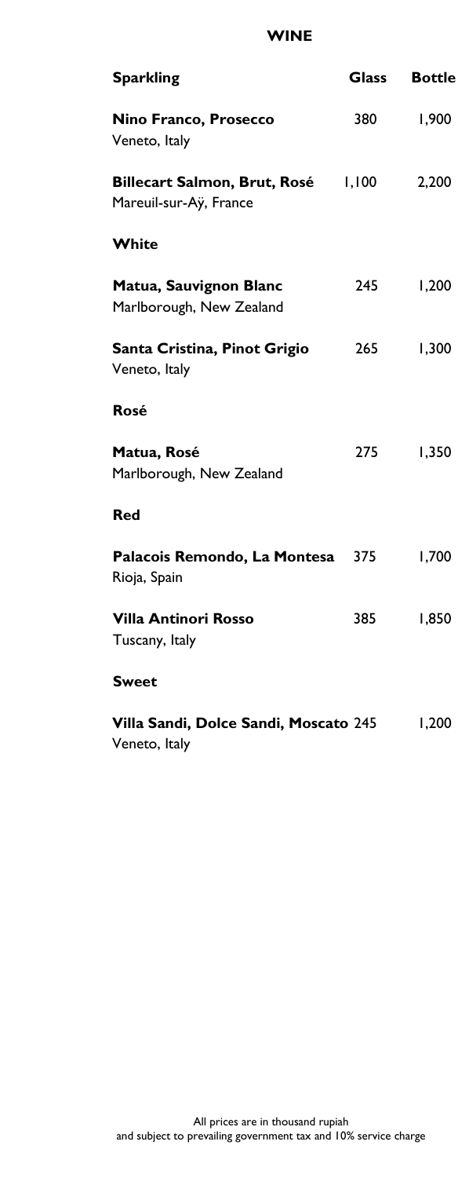# WINE

| Sparkling | Glass | Bottle |
| --- | --- | --- |
| **Nino Franco, Prosecco**<br>Veneto, Italy | 380 | 1,900 |
| **Billecart Salmon, Brut, Rosé**<br>Mareuil-sur-Aÿ, France | 1,100 | 2,200 |
| **White** | | |
| **Matua, Sauvignon Blanc**<br>Marlborough, New Zealand | 245 | 1,200 |
| **Santa Cristina, Pinot Grigio**<br>Veneto, Italy | 265 | 1,300 |
| **Rosé** | | |
| **Matua, Rosé**<br>Marlborough, New Zealand | 275 | 1,350 |
| **Red** | | |
| **Palacois Remondo, La Montesa**<br>Rioja, Spain | 375 | 1,700 |
| **Villa Antinori Rosso**<br>Tuscany, Italy | 385 | 1,850 |
| **Sweet** | | |
| **Villa Sandi, Dolce Sandi, Moscato**<br>Veneto, Italy | 245 | 1,200 |

All prices are in thousand rupiah
and subject to prevailing government tax and 10% service charge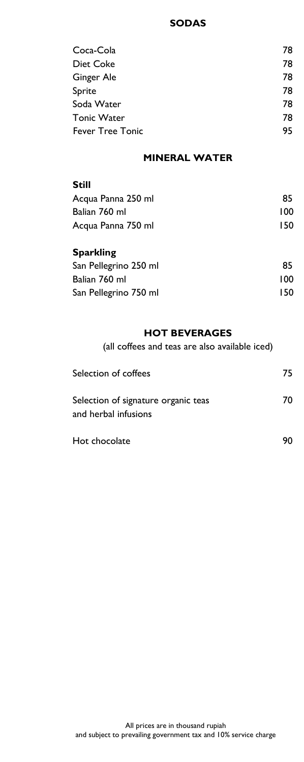## SODAS

| | |
|---|---|
| Coca-Cola | 78 |
| Diet Coke | 78 |
| Ginger Ale | 78 |
| Sprite | 78 |
| Soda Water | 78 |
| Tonic Water | 78 |
| Fever Tree Tonic | 95 |

## MINERAL WATER

**Still**

| | |
|---|---|
| Acqua Panna 250 ml | 85 |
| Balian 760 ml | 100 |
| Acqua Panna 750 ml | 150 |

**Sparkling**

| | |
|---|---|
| San Pellegrino 250 ml | 85 |
| Balian 760 ml | 100 |
| San Pellegrino 750 ml | 150 |

## HOT BEVERAGES

(all coffees and teas are also available iced)

| | |
|---|---|
| Selection of coffees | 75 |
| Selection of signature organic teas and herbal infusions | 70 |
| Hot chocolate | 90 |

All prices are in thousand rupiah
and subject to prevailing government tax and 10% service charge